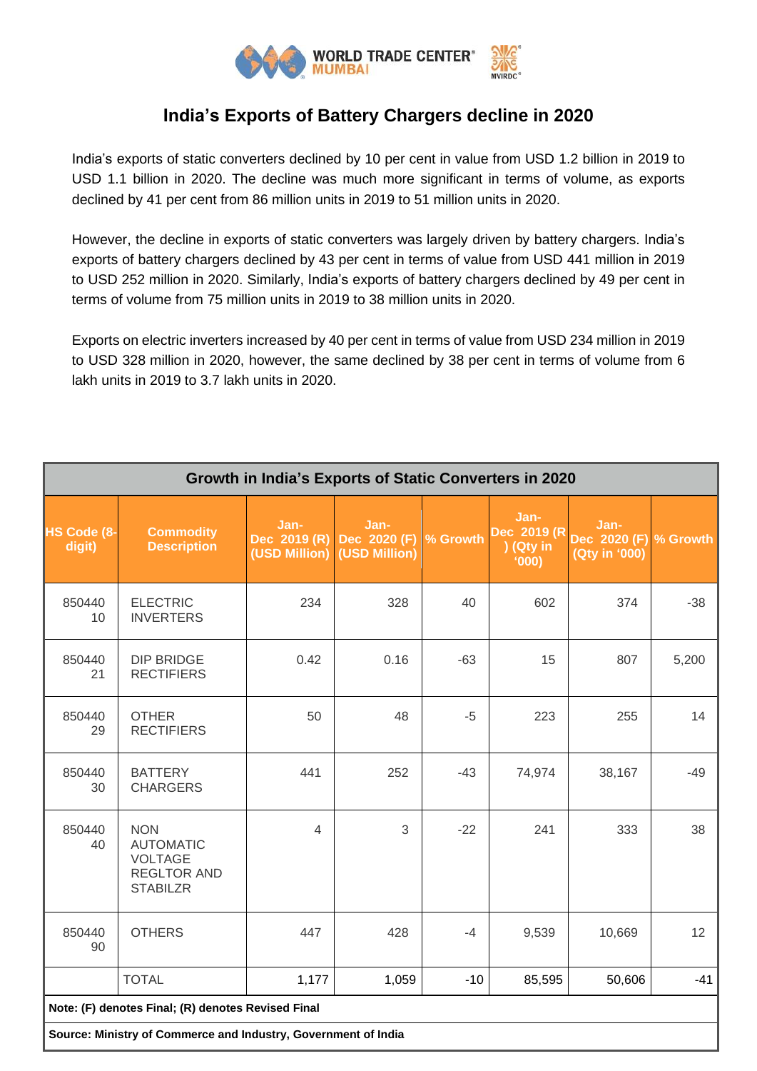# India's Exports of Battery Chargers decline in 2020

India's exports of static converters declined by 10 per cent in value from USD 1.2 billion in 2019 to USD 1.1 billion in 2020. The decline was much more significant in terms of volume, as exports declined by 41 per cent from 86 million units in 2019 to 51 million units in 2020.

However, the decline in exports of static converters was largely driven by battery chargers. India's exports of battery chargers declined by 43 per cent in terms of value from USD 441 million in 2019 to USD 252 million in 2020. Similarly, India's exports of battery chargers declined by 49 per cent in terms of volume from 75 million units in 2019 to 38 million units in 2020.

Exports on electric inverters increased by 40 per cent in terms of value from USD 234 million in 2019 to USD 328 million in 2020, however, the same declined by 38 per cent in terms of volume from 6 lakh units in 2019 to 3.7 lakh units in 2020.

**Growth in India's Exports of Static Converters in 2020**

| HS Code (8-digit) | Commodity Description | Jan-Dec 2019 (R) (USD Million) | Jan-Dec 2020 (F) (USD Million) | % Growth | Jan-Dec 2019 (R) (Qty in '000) | Jan-Dec 2020 (F) (Qty in '000) | % Growth |
|---|---|---|---|---|---|---|---|
| 85044010 | ELECTRIC INVERTERS | 234 | 328 | 40 | 602 | 374 | -38 |
| 85044021 | DIP BRIDGE RECTIFIERS | 0.42 | 0.16 | -63 | 15 | 807 | 5,200 |
| 85044029 | OTHER RECTIFIERS | 50 | 48 | -5 | 223 | 255 | 14 |
| 85044030 | BATTERY CHARGERS | 441 | 252 | -43 | 74,974 | 38,167 | -49 |
| 85044040 | NON AUTOMATIC VOLTAGE REGLTOR AND STABILZR | 4 | 3 | -22 | 241 | 333 | 38 |
| 85044090 | OTHERS | 447 | 428 | -4 | 9,539 | 10,669 | 12 |
| | TOTAL | 1,177 | 1,059 | -10 | 85,595 | 50,606 | -41 |

**Note: (F) denotes Final; (R) denotes Revised Final**

**Source: Ministry of Commerce and Industry, Government of India**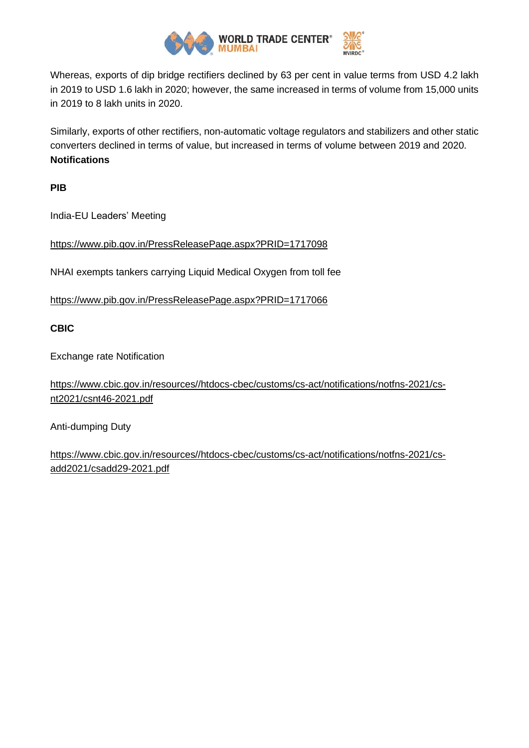Whereas, exports of dip bridge rectifiers declined by 63 per cent in value terms from USD 4.2 lakh in 2019 to USD 1.6 lakh in 2020; however, the same increased in terms of volume from 15,000 units in 2019 to 8 lakh units in 2020.

Similarly, exports of other rectifiers, non-automatic voltage regulators and stabilizers and other static converters declined in terms of value, but increased in terms of volume between 2019 and 2020.

**Notifications**

**PIB**

India-EU Leaders' Meeting

https://www.pib.gov.in/PressReleasePage.aspx?PRID=1717098

NHAI exempts tankers carrying Liquid Medical Oxygen from toll fee

https://www.pib.gov.in/PressReleasePage.aspx?PRID=1717066

**CBIC**

Exchange rate Notification

https://www.cbic.gov.in/resources//htdocs-cbec/customs/cs-act/notifications/notfns-2021/cs-nt2021/csnt46-2021.pdf

Anti-dumping Duty

https://www.cbic.gov.in/resources//htdocs-cbec/customs/cs-act/notifications/notfns-2021/cs-add2021/csadd29-2021.pdf